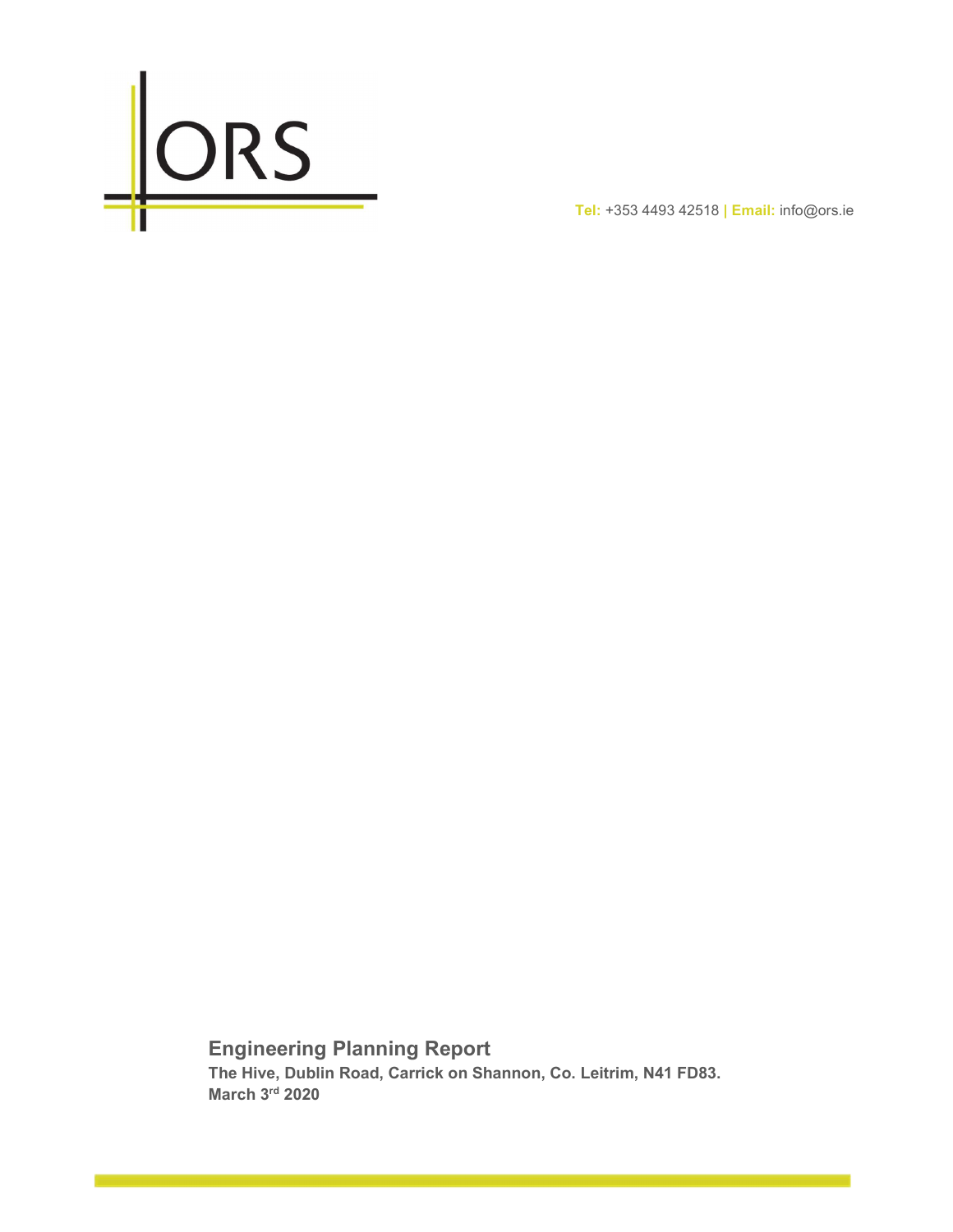ORS

**Tel:** +353 4493 42518 | **Email:** info@ors.ie

# Engineering Planning Report

**The Hive, Dublin Road, Carrick on Shannon, Co. Leitrim, N41 FD83.**

**March 3rd 2020**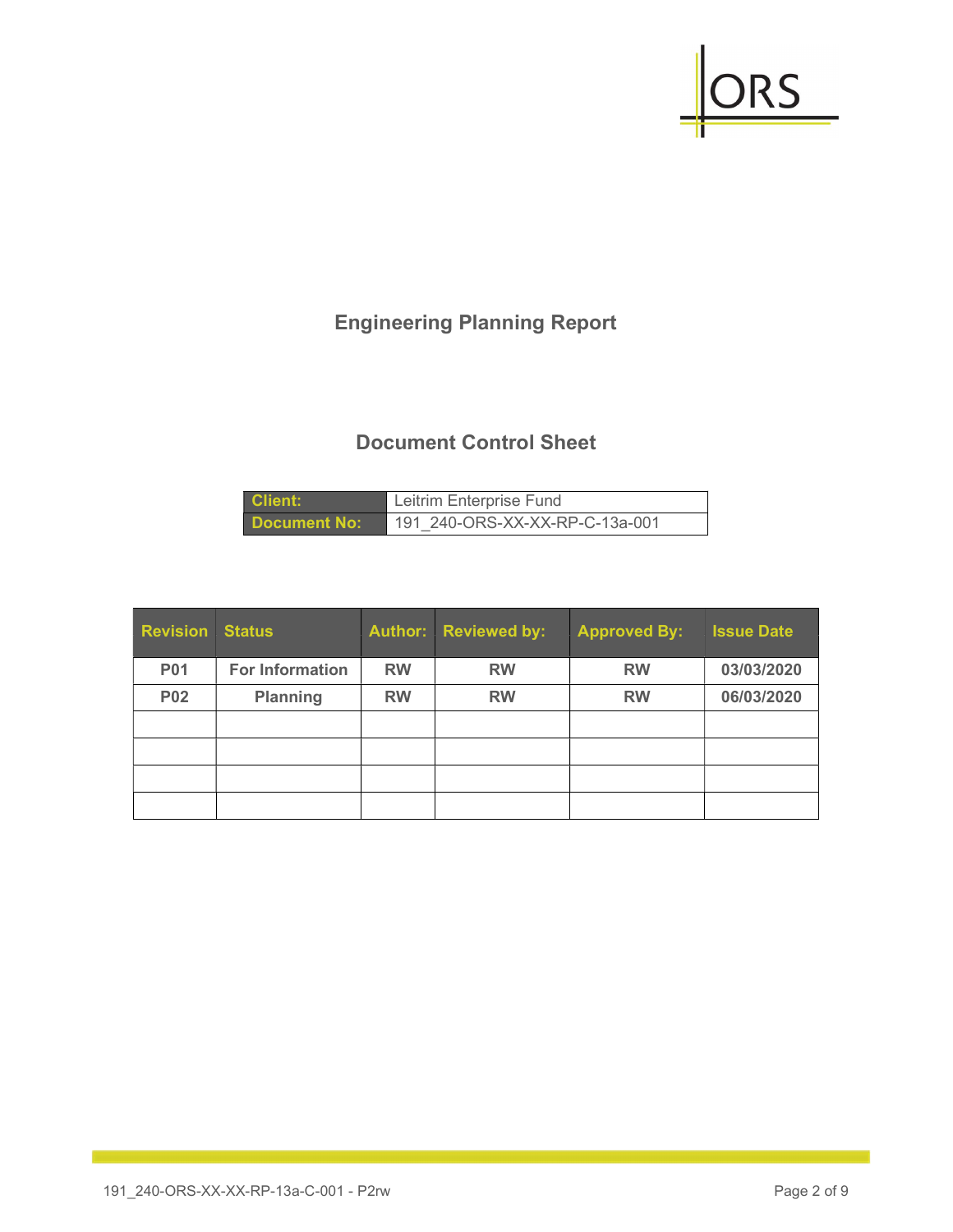# Engineering Planning Report

## Document Control Sheet

| | |
|---|---|
| **Client:** | Leitrim Enterprise Fund |
| **Document No:** | 191_240-ORS-XX-XX-RP-C-13a-001 |

| Revision | Status | Author: | Reviewed by: | Approved By: | Issue Date |
|---|---|---|---|---|---|
| P01 | For Information | RW | RW | RW | 03/03/2020 |
| P02 | Planning | RW | RW | RW | 06/03/2020 |
| | | | | | |
| | | | | | |
| | | | | | |
| | | | | | |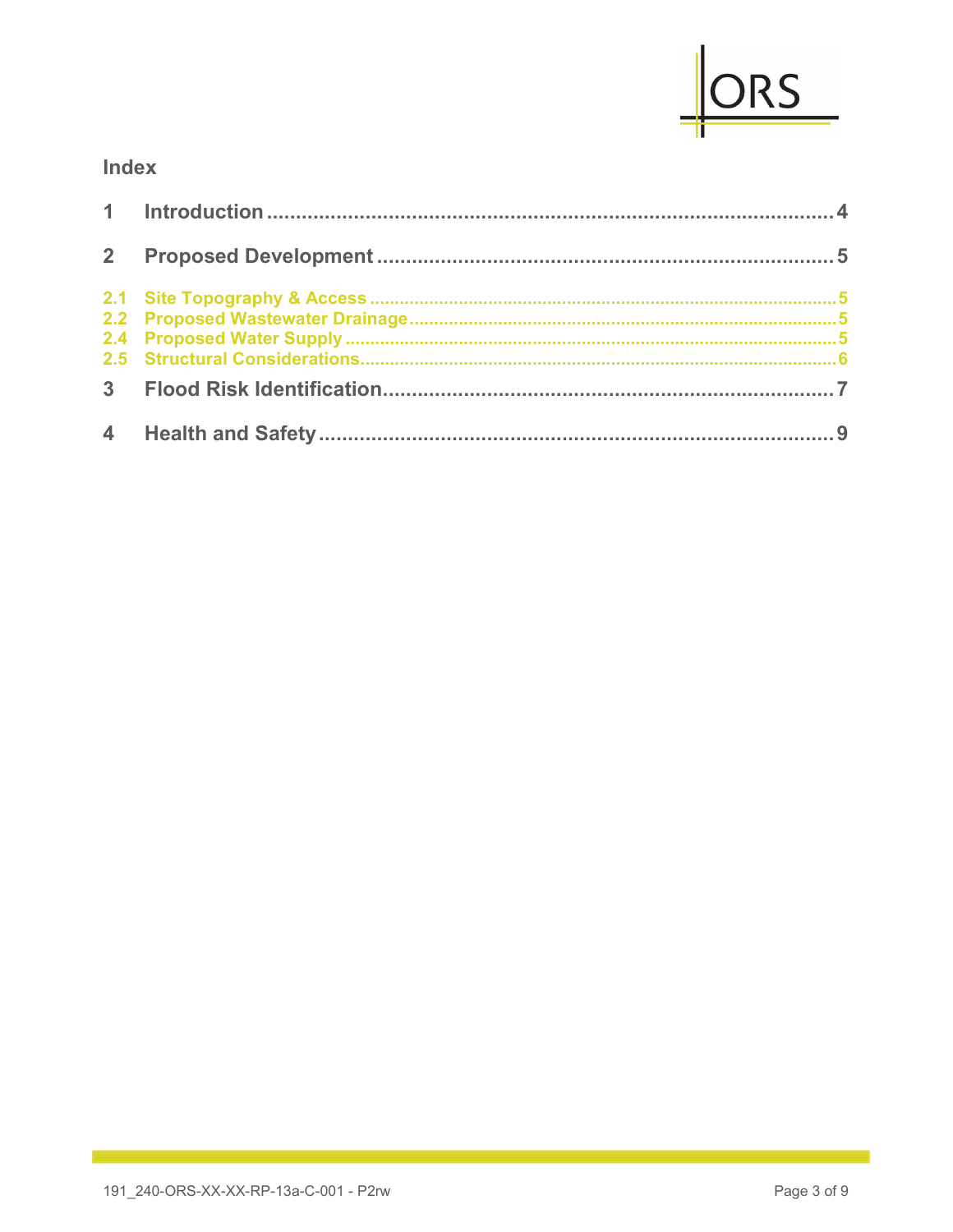## Index

1 Introduction .......................................................................................... 4

2 Proposed Development ........................................................................ 5

2.1 Site Topography & Access ................................................................... 5
2.2 Proposed Wastewater Drainage ........................................................... 5
2.4 Proposed Water Supply ........................................................................ 5
2.5 Structural Considerations ..................................................................... 6

3 Flood Risk Identification ....................................................................... 7

4 Health and Safety ................................................................................. 9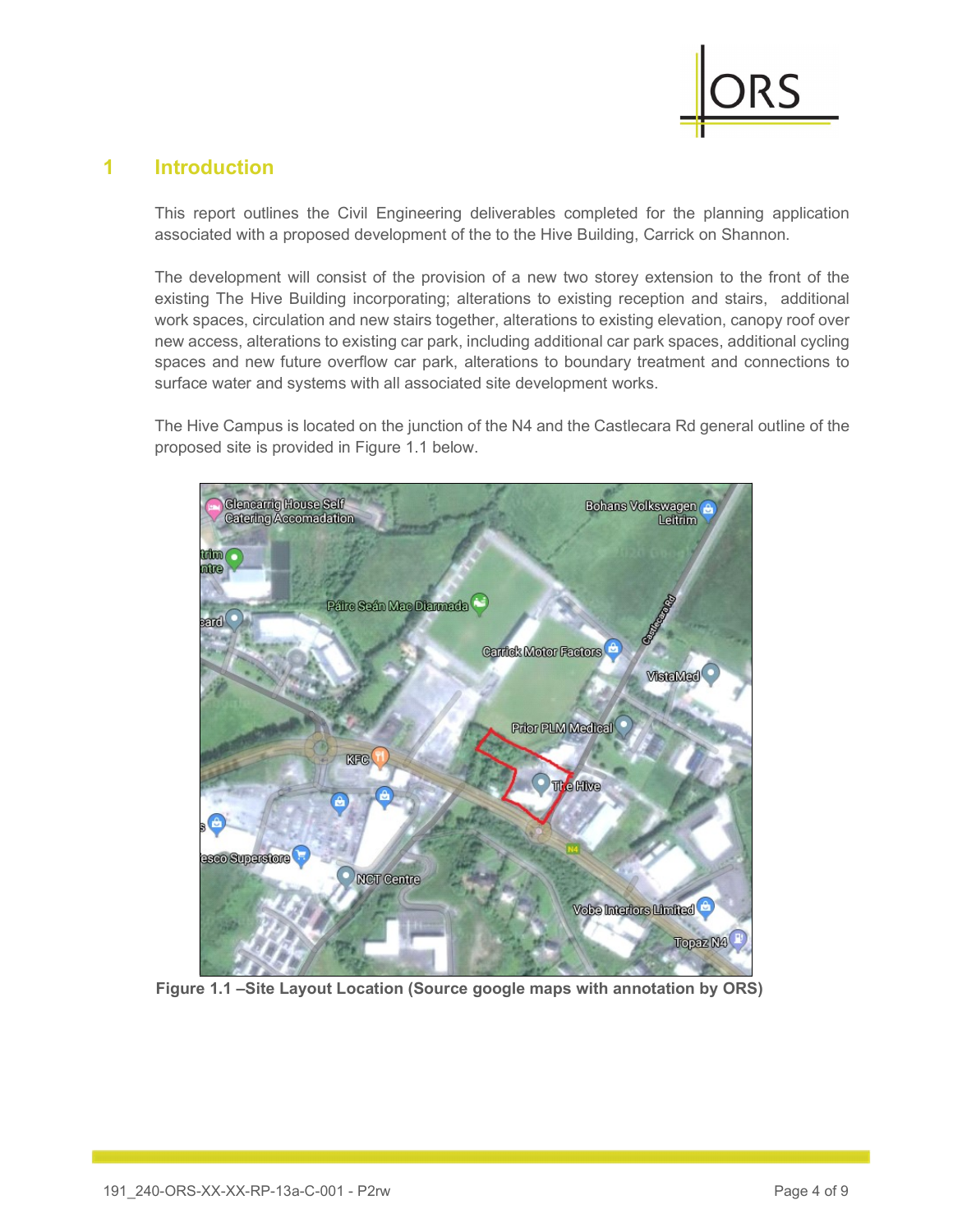# 1 Introduction

This report outlines the Civil Engineering deliverables completed for the planning application associated with a proposed development of the to the Hive Building, Carrick on Shannon.

The development will consist of the provision of a new two storey extension to the front of the existing The Hive Building incorporating; alterations to existing reception and stairs, additional work spaces, circulation and new stairs together, alterations to existing elevation, canopy roof over new access, alterations to existing car park, including additional car park spaces, additional cycling spaces and new future overflow car park, alterations to boundary treatment and connections to surface water and systems with all associated site development works.

The Hive Campus is located on the junction of the N4 and the Castlecara Rd general outline of the proposed site is provided in Figure 1.1 below.

Glencarrig House Self Catering Accomadation
Bohans Volkswagen Leitrim
Páirc Seán Mac Diarmada
Carrick Motor Factors
Castlecara Rd
VistaMed
Prior PLM Medical
KFC
The Hive
N4
Tesco Superstore
NCT Centre
Vobe Interiors Limited
Topaz N4

**Figure 1.1 –Site Layout Location (Source google maps with annotation by ORS)**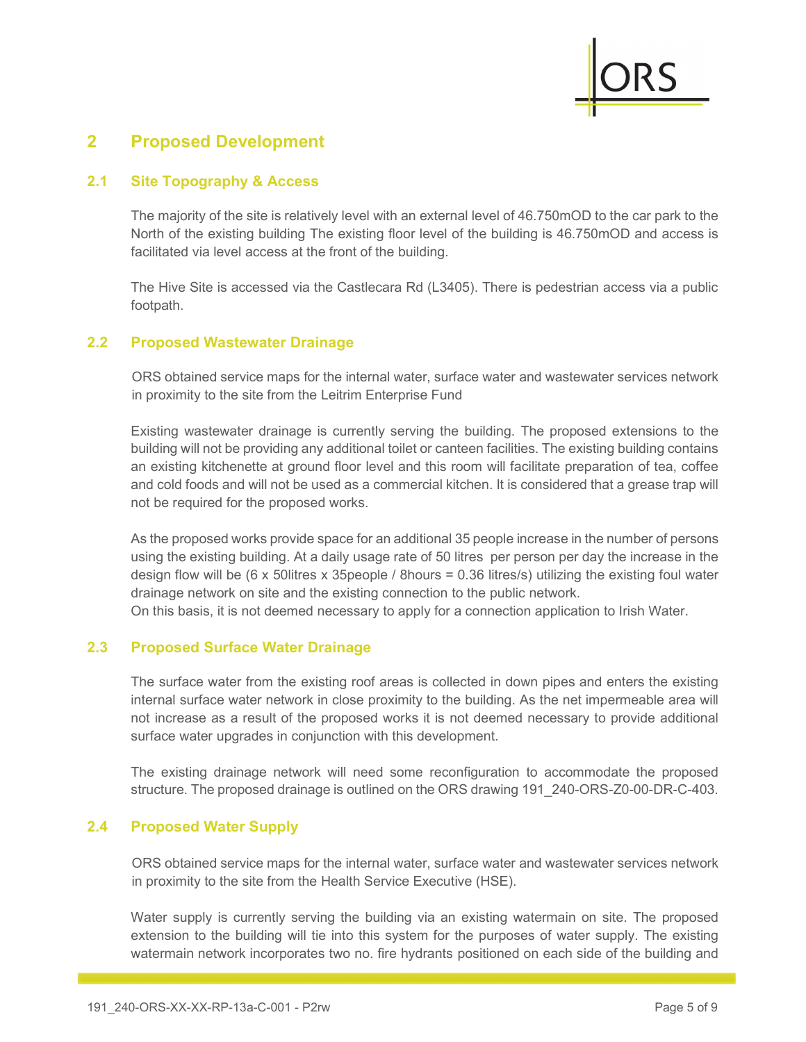## 2 Proposed Development

### 2.1 Site Topography & Access

The majority of the site is relatively level with an external level of 46.750mOD to the car park to the North of the existing building The existing floor level of the building is 46.750mOD and access is facilitated via level access at the front of the building.

The Hive Site is accessed via the Castlecara Rd (L3405). There is pedestrian access via a public footpath.

### 2.2 Proposed Wastewater Drainage

ORS obtained service maps for the internal water, surface water and wastewater services network in proximity to the site from the Leitrim Enterprise Fund

Existing wastewater drainage is currently serving the building. The proposed extensions to the building will not be providing any additional toilet or canteen facilities. The existing building contains an existing kitchenette at ground floor level and this room will facilitate preparation of tea, coffee and cold foods and will not be used as a commercial kitchen. It is considered that a grease trap will not be required for the proposed works.

As the proposed works provide space for an additional 35 people increase in the number of persons using the existing building. At a daily usage rate of 50 litres per person per day the increase in the design flow will be (6 x 50litres x 35people / 8hours = 0.36 litres/s) utilizing the existing foul water drainage network on site and the existing connection to the public network.
On this basis, it is not deemed necessary to apply for a connection application to Irish Water.

### 2.3 Proposed Surface Water Drainage

The surface water from the existing roof areas is collected in down pipes and enters the existing internal surface water network in close proximity to the building. As the net impermeable area will not increase as a result of the proposed works it is not deemed necessary to provide additional surface water upgrades in conjunction with this development.

The existing drainage network will need some reconfiguration to accommodate the proposed structure. The proposed drainage is outlined on the ORS drawing 191_240-ORS-Z0-00-DR-C-403.

### 2.4 Proposed Water Supply

ORS obtained service maps for the internal water, surface water and wastewater services network in proximity to the site from the Health Service Executive (HSE).

Water supply is currently serving the building via an existing watermain on site. The proposed extension to the building will tie into this system for the purposes of water supply. The existing watermain network incorporates two no. fire hydrants positioned on each side of the building and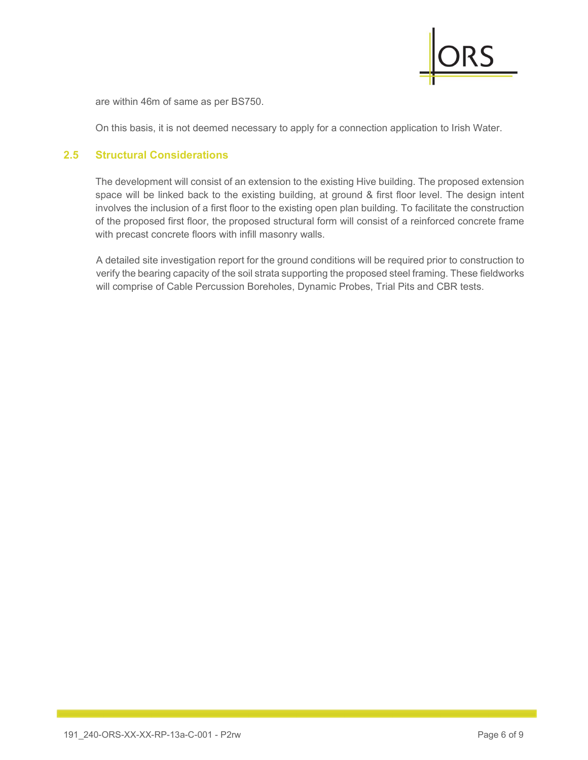are within 46m of same as per BS750.

On this basis, it is not deemed necessary to apply for a connection application to Irish Water.

## 2.5 Structural Considerations

The development will consist of an extension to the existing Hive building. The proposed extension space will be linked back to the existing building, at ground & first floor level. The design intent involves the inclusion of a first floor to the existing open plan building. To facilitate the construction of the proposed first floor, the proposed structural form will consist of a reinforced concrete frame with precast concrete floors with infill masonry walls.

A detailed site investigation report for the ground conditions will be required prior to construction to verify the bearing capacity of the soil strata supporting the proposed steel framing. These fieldworks will comprise of Cable Percussion Boreholes, Dynamic Probes, Trial Pits and CBR tests.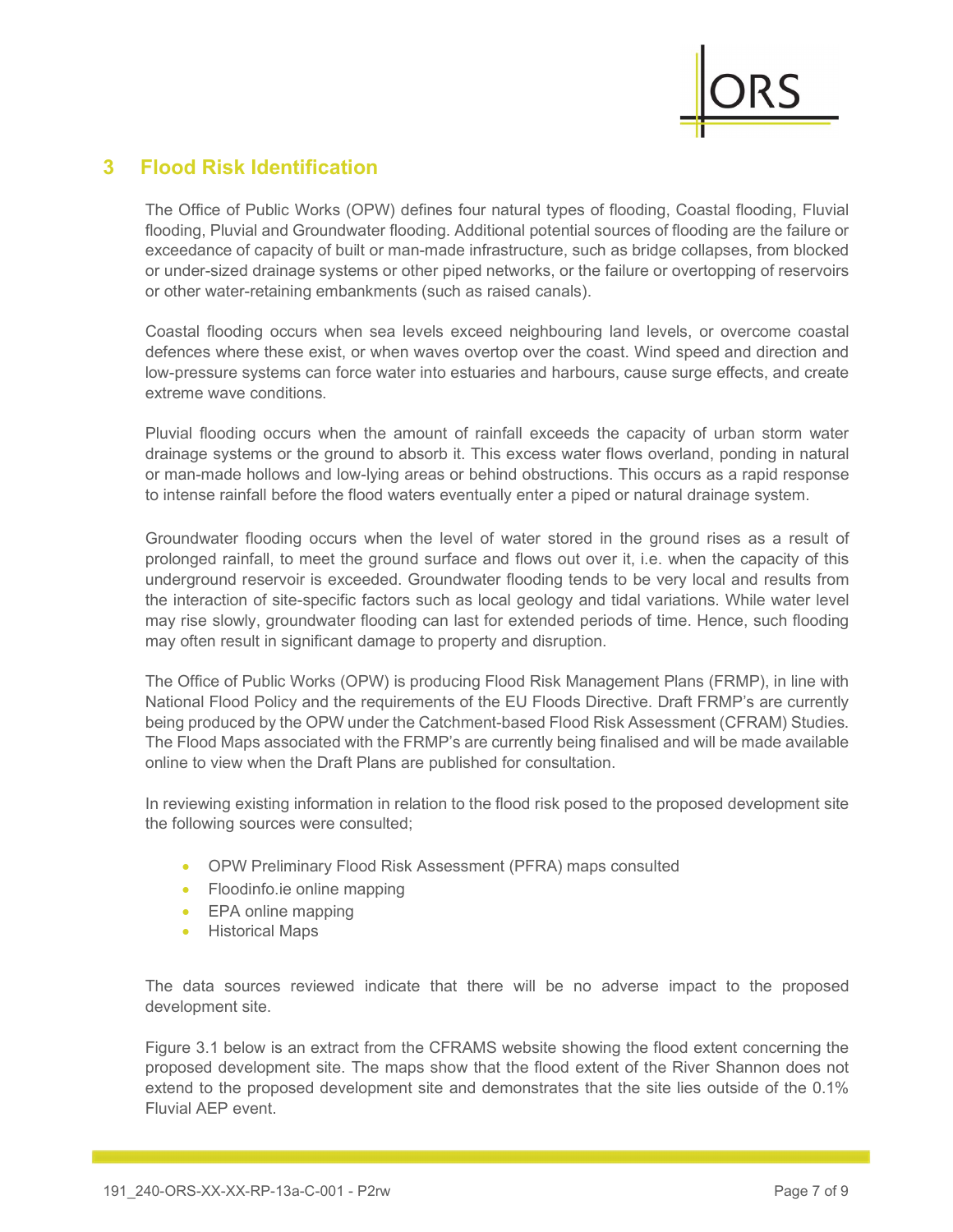## 3 Flood Risk Identification

The Office of Public Works (OPW) defines four natural types of flooding, Coastal flooding, Fluvial flooding, Pluvial and Groundwater flooding. Additional potential sources of flooding are the failure or exceedance of capacity of built or man-made infrastructure, such as bridge collapses, from blocked or under-sized drainage systems or other piped networks, or the failure or overtopping of reservoirs or other water-retaining embankments (such as raised canals).

Coastal flooding occurs when sea levels exceed neighbouring land levels, or overcome coastal defences where these exist, or when waves overtop over the coast. Wind speed and direction and low-pressure systems can force water into estuaries and harbours, cause surge effects, and create extreme wave conditions.

Pluvial flooding occurs when the amount of rainfall exceeds the capacity of urban storm water drainage systems or the ground to absorb it. This excess water flows overland, ponding in natural or man-made hollows and low-lying areas or behind obstructions. This occurs as a rapid response to intense rainfall before the flood waters eventually enter a piped or natural drainage system.

Groundwater flooding occurs when the level of water stored in the ground rises as a result of prolonged rainfall, to meet the ground surface and flows out over it, i.e. when the capacity of this underground reservoir is exceeded. Groundwater flooding tends to be very local and results from the interaction of site-specific factors such as local geology and tidal variations. While water level may rise slowly, groundwater flooding can last for extended periods of time. Hence, such flooding may often result in significant damage to property and disruption.

The Office of Public Works (OPW) is producing Flood Risk Management Plans (FRMP), in line with National Flood Policy and the requirements of the EU Floods Directive. Draft FRMP's are currently being produced by the OPW under the Catchment-based Flood Risk Assessment (CFRAM) Studies. The Flood Maps associated with the FRMP's are currently being finalised and will be made available online to view when the Draft Plans are published for consultation.

In reviewing existing information in relation to the flood risk posed to the proposed development site the following sources were consulted;

- OPW Preliminary Flood Risk Assessment (PFRA) maps consulted
- Floodinfo.ie online mapping
- EPA online mapping
- Historical Maps

The data sources reviewed indicate that there will be no adverse impact to the proposed development site.

Figure 3.1 below is an extract from the CFRAMS website showing the flood extent concerning the proposed development site. The maps show that the flood extent of the River Shannon does not extend to the proposed development site and demonstrates that the site lies outside of the 0.1% Fluvial AEP event.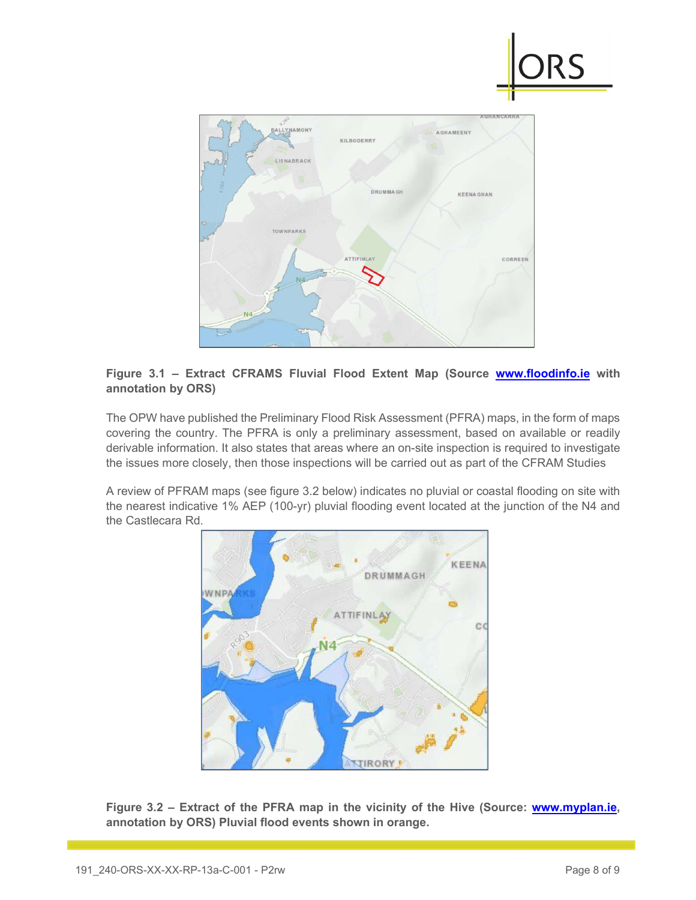**Figure 3.1 – Extract CFRAMS Fluvial Flood Extent Map (Source www.floodinfo.ie with annotation by ORS)**

The OPW have published the Preliminary Flood Risk Assessment (PFRA) maps, in the form of maps covering the country. The PFRA is only a preliminary assessment, based on available or readily derivable information. It also states that areas where an on-site inspection is required to investigate the issues more closely, then those inspections will be carried out as part of the CFRAM Studies

A review of PFRAM maps (see figure 3.2 below) indicates no pluvial or coastal flooding on site with the nearest indicative 1% AEP (100-yr) pluvial flooding event located at the junction of the N4 and the Castlecara Rd.

**Figure 3.2 – Extract of the PFRA map in the vicinity of the Hive (Source: www.myplan.ie, annotation by ORS) Pluvial flood events shown in orange.**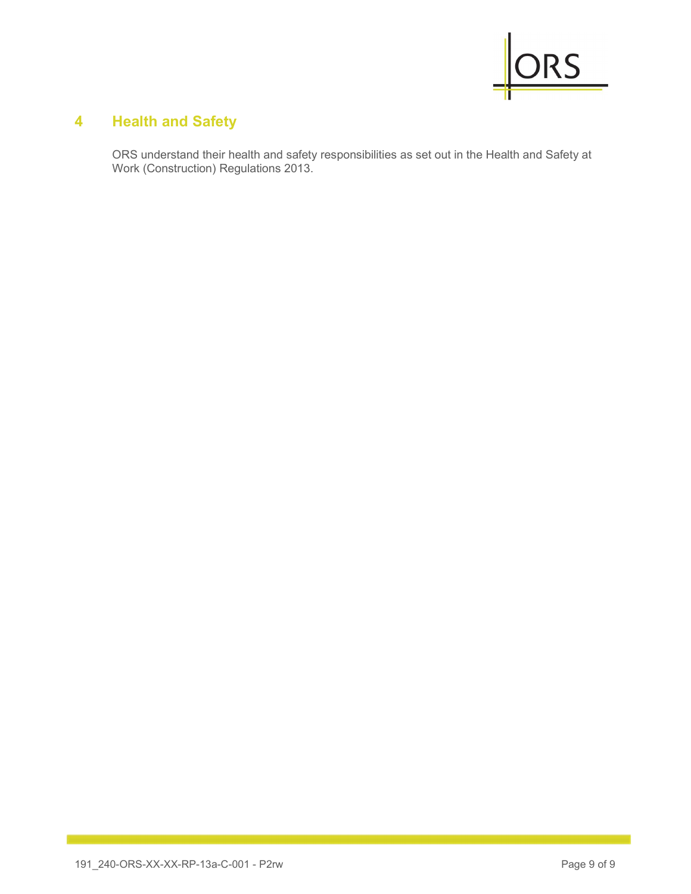# 4 Health and Safety

ORS understand their health and safety responsibilities as set out in the Health and Safety at Work (Construction) Regulations 2013.